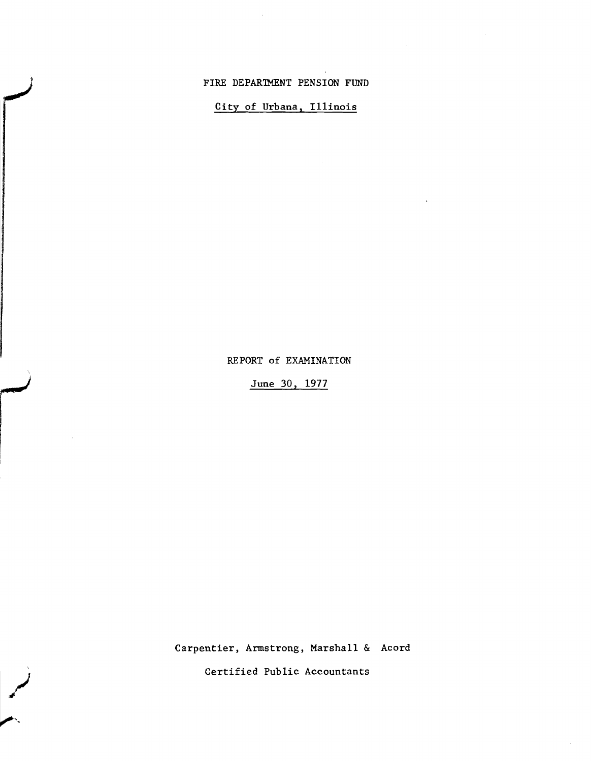# FIRE DEPARTMENT PENSION FUND

City of Urbana, Illinois

## REPORT of EXAMINATION

June 30, 1977

Carpentier, Armstrong, Marshall & Acord

Certified Public Accountants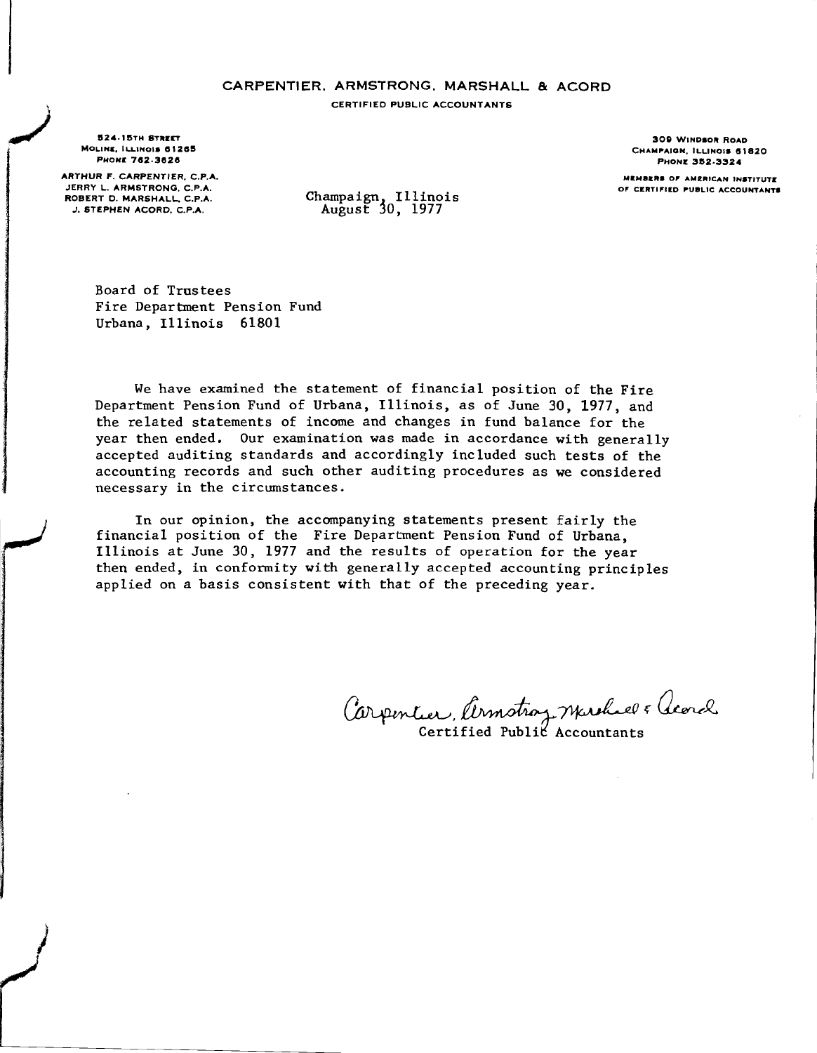# CARPENTIER, ARMSTRONG, MARSHALL & ACORD

**CERTIFIED PUBLIC ACCOUNTANTS**

524-15TH STREET
MOLINE, ILLINOIS 61265
PHONE 762-3626

ARTHUR F. CARPENTIER, C.P.A.
JERRY L. ARMSTRONG, C.P.A.
ROBERT D. MARSHALL, C.P.A.
J. STEPHEN ACORD, C.P.A.

309 WINDSOR ROAD
CHAMPAIGN, ILLINOIS 61820
PHONE 352-3324

MEMBERS OF AMERICAN INSTITUTE OF CERTIFIED PUBLIC ACCOUNTANTS

Champaign, Illinois
August 30, 1977

Board of Trustees
Fire Department Pension Fund
Urbana, Illinois 61801

We have examined the statement of financial position of the Fire Department Pension Fund of Urbana, Illinois, as of June 30, 1977, and the related statements of income and changes in fund balance for the year then ended. Our examination was made in accordance with generally accepted auditing standards and accordingly included such tests of the accounting records and such other auditing procedures as we considered necessary in the circumstances.

In our opinion, the accompanying statements present fairly the financial position of the Fire Department Pension Fund of Urbana, Illinois at June 30, 1977 and the results of operation for the year then ended, in conformity with generally accepted accounting principles applied on a basis consistent with that of the preceding year.

Carpentier, Armstrong, Marshall & Acord
Certified Public Accountants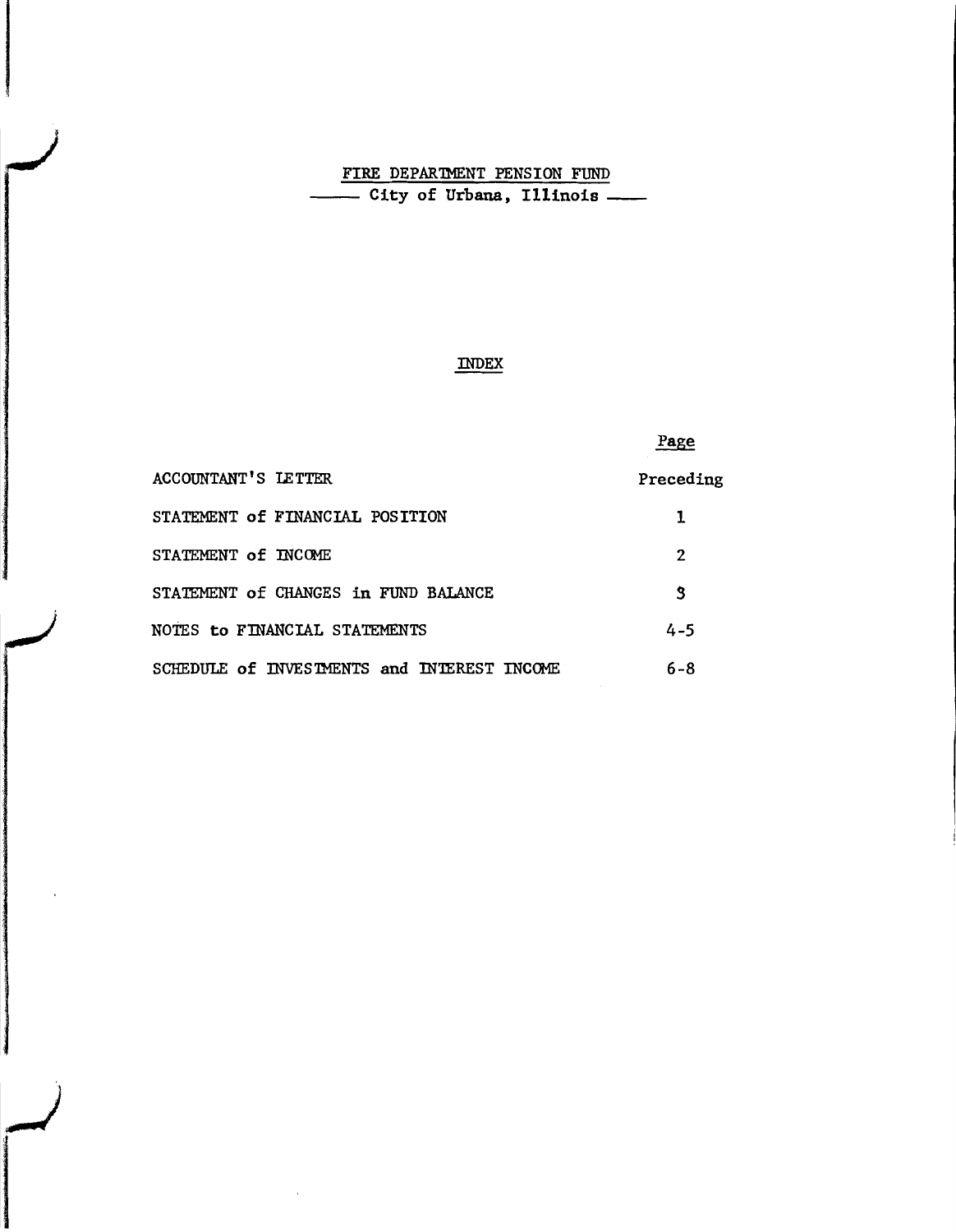# FIRE DEPARTMENT PENSION FUND

## City of Urbana, Illinois

### INDEX

| | Page |
|---|---|
| ACCOUNTANT'S LETTER | Preceding |
| STATEMENT of FINANCIAL POSITION | 1 |
| STATEMENT of INCOME | 2 |
| STATEMENT of CHANGES in FUND BALANCE | 3 |
| NOTES to FINANCIAL STATEMENTS | 4-5 |
| SCHEDULE of INVESTMENTS and INTEREST INCOME | 6-8 |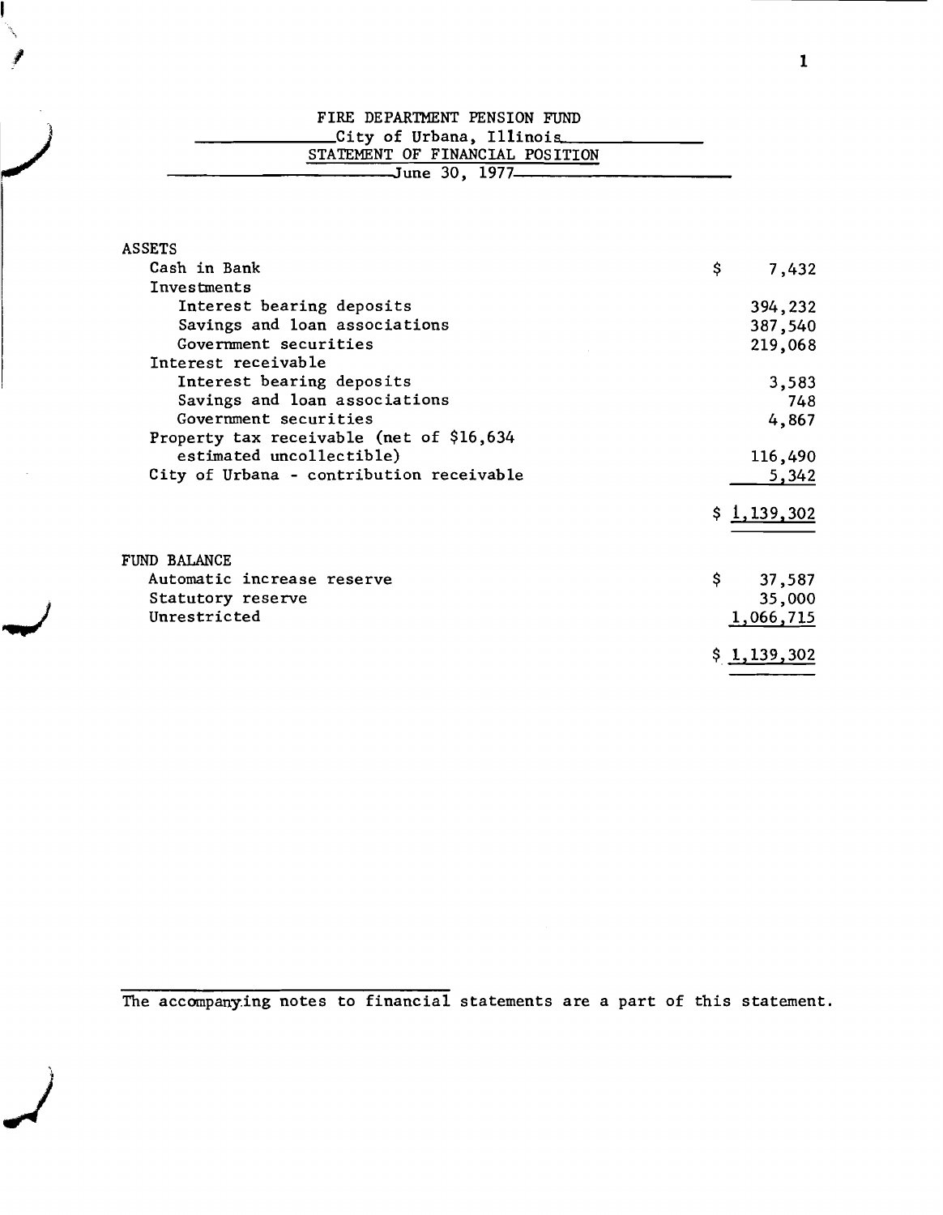# FIRE DEPARTMENT PENSION FUND

## City of Urbana, Illinois

## STATEMENT OF FINANCIAL POSITION

### June 30, 1977

| | |
|---|---|
| **ASSETS** | |
| Cash in Bank | $ 7,432 |
| Investments | |
| Interest bearing deposits | 394,232 |
| Savings and loan associations | 387,540 |
| Government securities | 219,068 |
| Interest receivable | |
| Interest bearing deposits | 3,583 |
| Savings and loan associations | 748 |
| Government securities | 4,867 |
| Property tax receivable (net of $16,634 estimated uncollectible) | 116,490 |
| City of Urbana - contribution receivable | 5,342 |
| | $ 1,139,302 |
| **FUND BALANCE** | |
| Automatic increase reserve | $ 37,587 |
| Statutory reserve | 35,000 |
| Unrestricted | 1,066,715 |
| | $ 1,139,302 |

The accompanying notes to financial statements are a part of this statement.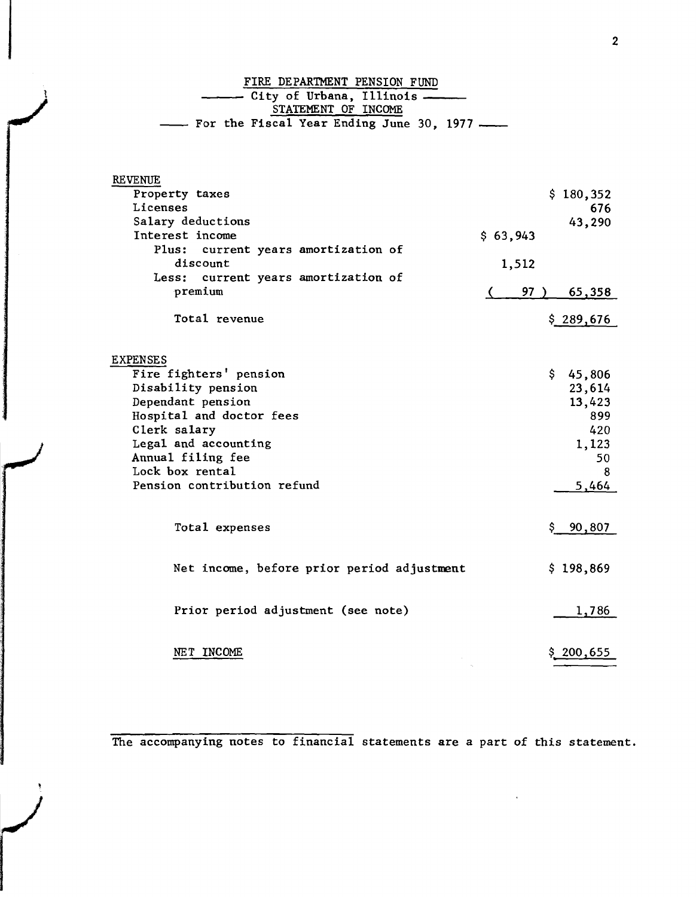# FIRE DEPARTMENT PENSION FUND

## City of Urbana, Illinois

## STATEMENT OF INCOME

### For the Fiscal Year Ending June 30, 1977

| | | |
|---|---|---|
| **REVENUE** | | |
| Property taxes | | $ 180,352 |
| Licenses | | 676 |
| Salary deductions | | 43,290 |
| Interest income | $ 63,943 | |
| Plus: current years amortization of discount | 1,512 | |
| Less: current years amortization of premium | ( 97 ) | 65,358 |
| Total revenue | | $ 289,676 |
| **EXPENSES** | | |
| Fire fighters' pension | | $ 45,806 |
| Disability pension | | 23,614 |
| Dependant pension | | 13,423 |
| Hospital and doctor fees | | 899 |
| Clerk salary | | 420 |
| Legal and accounting | | 1,123 |
| Annual filing fee | | 50 |
| Lock box rental | | 8 |
| Pension contribution refund | | 5,464 |
| Total expenses | | $ 90,807 |
| Net income, before prior period adjustment | | $ 198,869 |
| Prior period adjustment (see note) | | 1,786 |
| NET INCOME | | $ 200,655 |

The accompanying notes to financial statements are a part of this statement.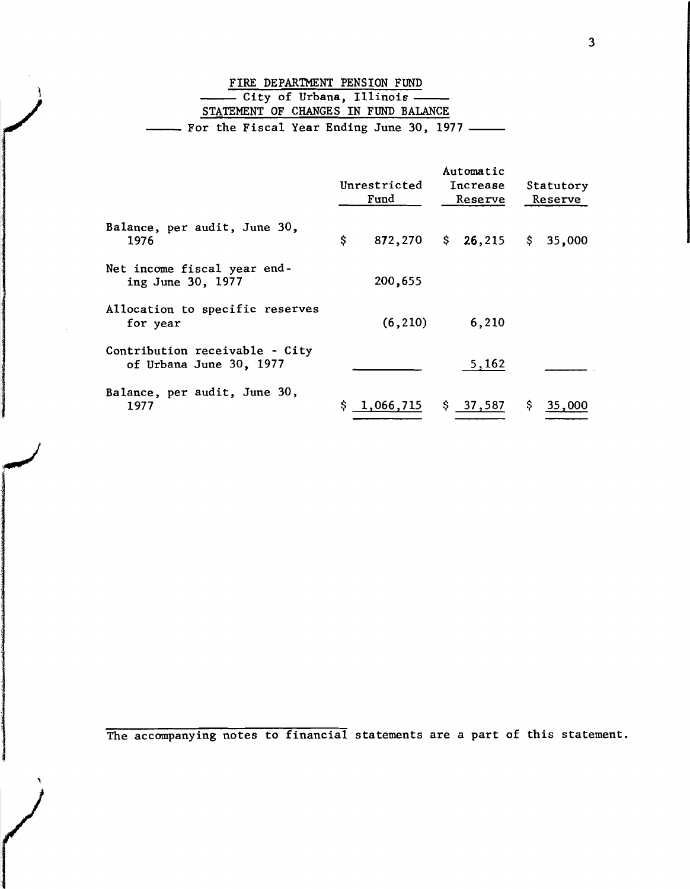# FIRE DEPARTMENT PENSION FUND

## City of Urbana, Illinois

## STATEMENT OF CHANGES IN FUND BALANCE

### For the Fiscal Year Ending June 30, 1977

| | Unrestricted Fund | Automatic Increase Reserve | Statutory Reserve |
|---|---|---|---|
| Balance, per audit, June 30, 1976 | $ 872,270 | $ 26,215 | $ 35,000 |
| Net income fiscal year ending June 30, 1977 | 200,655 | | |
| Allocation to specific reserves for year | (6,210) | 6,210 | |
| Contribution receivable - City of Urbana June 30, 1977 | | 5,162 | |
| Balance, per audit, June 30, 1977 | $ 1,066,715 | $ 37,587 | $ 35,000 |

The accompanying notes to financial statements are a part of this statement.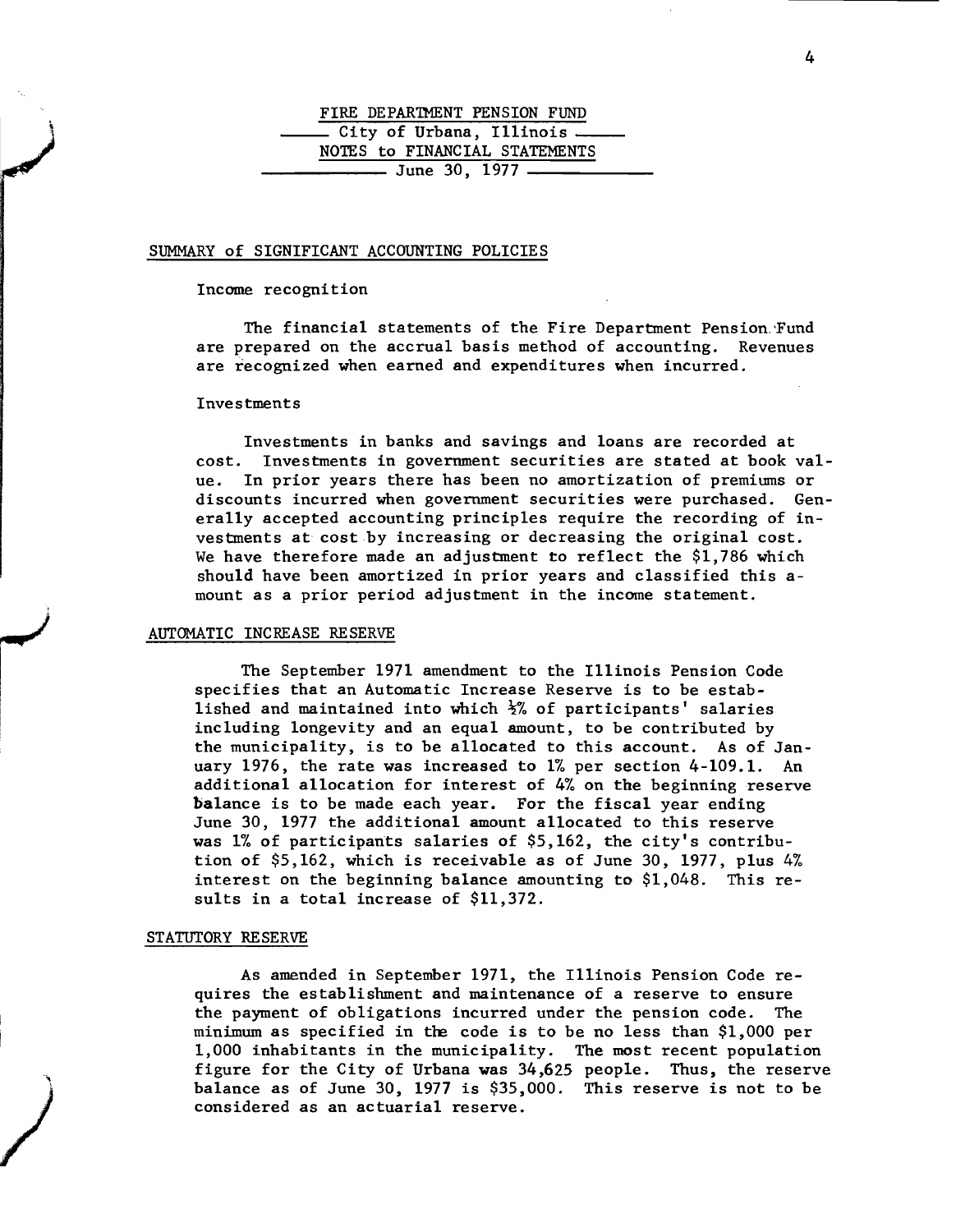# FIRE DEPARTMENT PENSION FUND

## City of Urbana, Illinois

## NOTES to FINANCIAL STATEMENTS

## June 30, 1977

### SUMMARY of SIGNIFICANT ACCOUNTING POLICIES

Income recognition

The financial statements of the Fire Department Pension Fund are prepared on the accrual basis method of accounting. Revenues are recognized when earned and expenditures when incurred.

Investments

Investments in banks and savings and loans are recorded at cost. Investments in government securities are stated at book value. In prior years there has been no amortization of premiums or discounts incurred when government securities were purchased. Generally accepted accounting principles require the recording of investments at cost by increasing or decreasing the original cost. We have therefore made an adjustment to reflect the $1,786 which should have been amortized in prior years and classified this amount as a prior period adjustment in the income statement.

### AUTOMATIC INCREASE RESERVE

The September 1971 amendment to the Illinois Pension Code specifies that an Automatic Increase Reserve is to be established and maintained into which ½% of participants' salaries including longevity and an equal amount, to be contributed by the municipality, is to be allocated to this account. As of January 1976, the rate was increased to 1% per section 4-109.1. An additional allocation for interest of 4% on the beginning reserve balance is to be made each year. For the fiscal year ending June 30, 1977 the additional amount allocated to this reserve was 1% of participants salaries of $5,162, the city's contribution of $5,162, which is receivable as of June 30, 1977, plus 4% interest on the beginning balance amounting to $1,048. This results in a total increase of $11,372.

### STATUTORY RESERVE

As amended in September 1971, the Illinois Pension Code requires the establishment and maintenance of a reserve to ensure the payment of obligations incurred under the pension code. The minimum as specified in the code is to be no less than $1,000 per 1,000 inhabitants in the municipality. The most recent population figure for the City of Urbana was 34,625 people. Thus, the reserve balance as of June 30, 1977 is $35,000. This reserve is not to be considered as an actuarial reserve.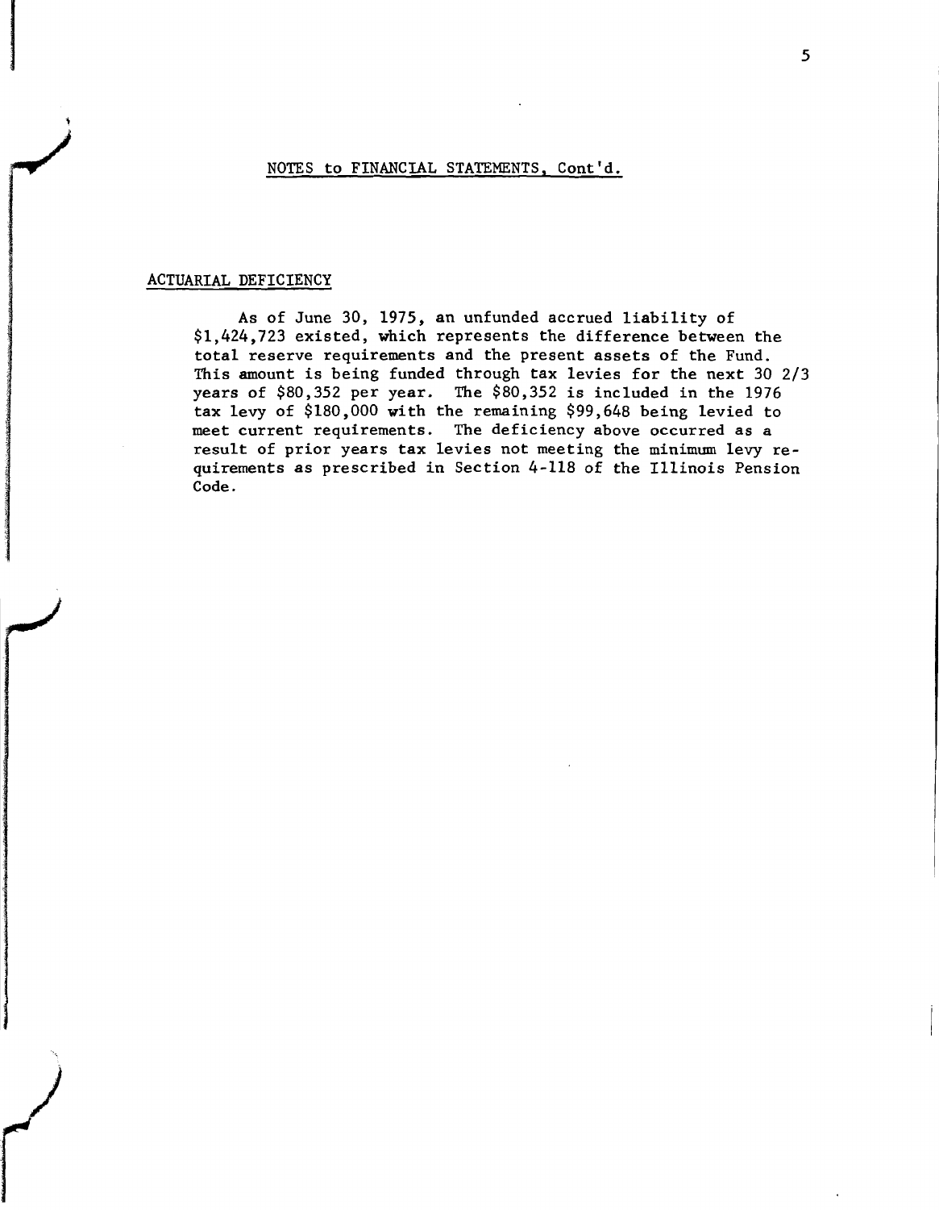## NOTES to FINANCIAL STATEMENTS, Cont'd.

### ACTUARIAL DEFICIENCY

As of June 30, 1975, an unfunded accrued liability of \$1,424,723 existed, which represents the difference between the total reserve requirements and the present assets of the Fund. This amount is being funded through tax levies for the next 30 2/3 years of \$80,352 per year. The \$80,352 is included in the 1976 tax levy of \$180,000 with the remaining \$99,648 being levied to meet current requirements. The deficiency above occurred as a result of prior years tax levies not meeting the minimum levy requirements as prescribed in Section 4-118 of the Illinois Pension Code.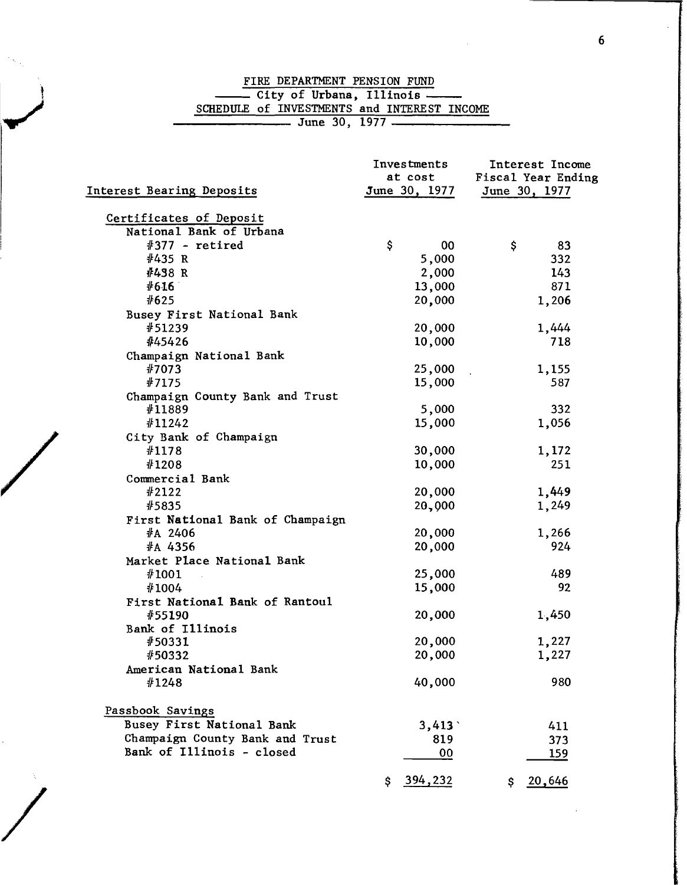# FIRE DEPARTMENT PENSION FUND

## City of Urbana, Illinois

## SCHEDULE of INVESTMENTS and INTEREST INCOME

### June 30, 1977

| Interest Bearing Deposits | Investments at cost June 30, 1977 | Interest Income Fiscal Year Ending June 30, 1977 |
|---|---|---|
| Certificates of Deposit | | |
| National Bank of Urbana | | |
| #377 - retired | $ 00 | $ 83 |
| #435 R | 5,000 | 332 |
| #438 R | 2,000 | 143 |
| #616 | 13,000 | 871 |
| #625 | 20,000 | 1,206 |
| Busey First National Bank | | |
| #51239 | 20,000 | 1,444 |
| #45426 | 10,000 | 718 |
| Champaign National Bank | | |
| #7073 | 25,000 | 1,155 |
| #7175 | 15,000 | 587 |
| Champaign County Bank and Trust | | |
| #11889 | 5,000 | 332 |
| #11242 | 15,000 | 1,056 |
| City Bank of Champaign | | |
| #1178 | 30,000 | 1,172 |
| #1208 | 10,000 | 251 |
| Commercial Bank | | |
| #2122 | 20,000 | 1,449 |
| #5835 | 20,000 | 1,249 |
| First National Bank of Champaign | | |
| #A 2406 | 20,000 | 1,266 |
| #A 4356 | 20,000 | 924 |
| Market Place National Bank | | |
| #1001 | 25,000 | 489 |
| #1004 | 15,000 | 92 |
| First National Bank of Rantoul | | |
| #55190 | 20,000 | 1,450 |
| Bank of Illinois | | |
| #50331 | 20,000 | 1,227 |
| #50332 | 20,000 | 1,227 |
| American National Bank | | |
| #1248 | 40,000 | 980 |
| Passbook Savings | | |
| Busey First National Bank | 3,413 | 411 |
| Champaign County Bank and Trust | 819 | 373 |
| Bank of Illinois - closed | 00 | 159 |
| | $ 394,232 | $ 20,646 |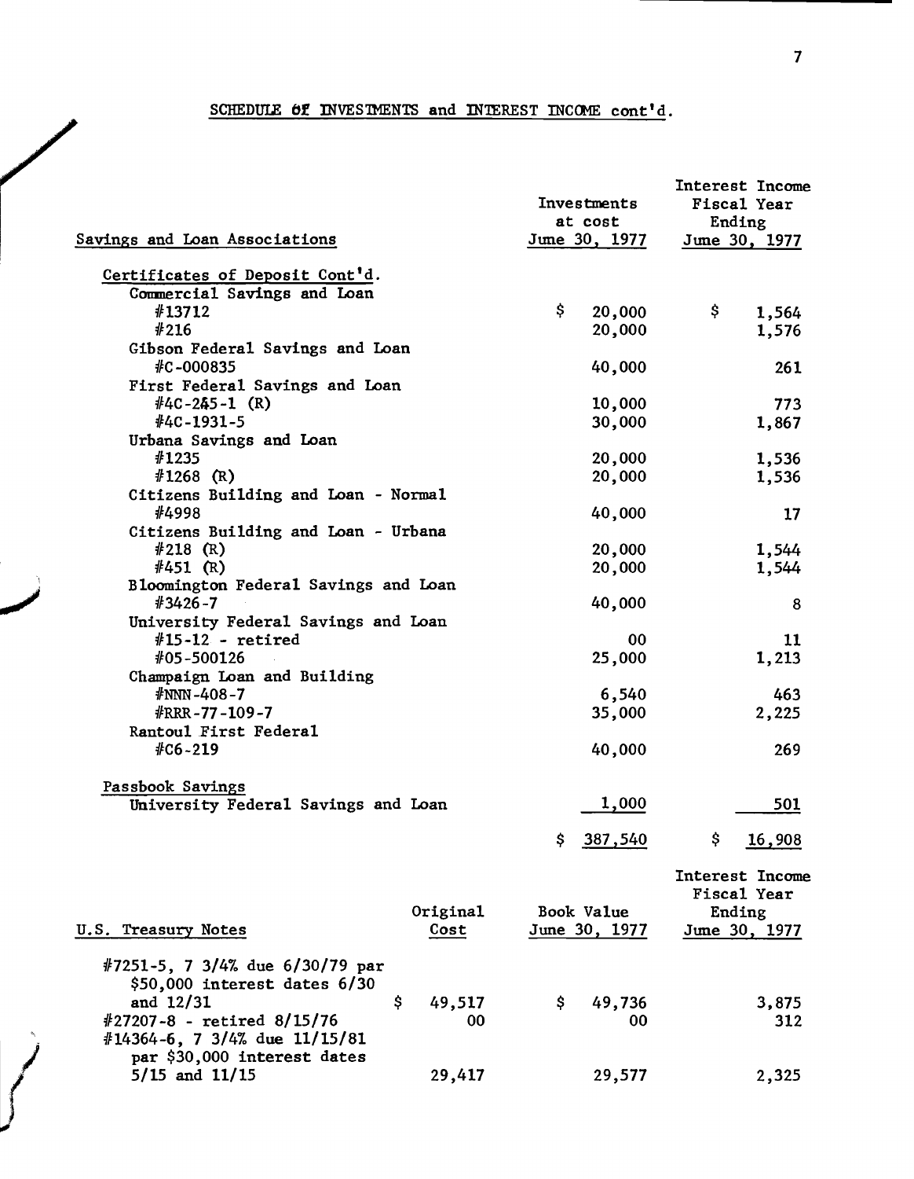## SCHEDULE OF INVESTMENTS and INTEREST INCOME cont'd.

| Savings and Loan Associations | Investments at cost June 30, 1977 | Interest Income Fiscal Year Ending June 30, 1977 |
|---|---|---|
| Certificates of Deposit Cont'd. | | |
| Commercial Savings and Loan | | |
| #13712 | $ 20,000 | $ 1,564 |
| #216 | 20,000 | 1,576 |
| Gibson Federal Savings and Loan | | |
| #C-000835 | 40,000 | 261 |
| First Federal Savings and Loan | | |
| #4C-245-1 (R) | 10,000 | 773 |
| #4C-1931-5 | 30,000 | 1,867 |
| Urbana Savings and Loan | | |
| #1235 | 20,000 | 1,536 |
| #1268 (R) | 20,000 | 1,536 |
| Citizens Building and Loan - Normal | | |
| #4998 | 40,000 | 17 |
| Citizens Building and Loan - Urbana | | |
| #218 (R) | 20,000 | 1,544 |
| #451 (R) | 20,000 | 1,544 |
| Bloomington Federal Savings and Loan | | |
| #3426-7 | 40,000 | 8 |
| University Federal Savings and Loan | | |
| #15-12 - retired | 00 | 11 |
| #05-500126 | 25,000 | 1,213 |
| Champaign Loan and Building | | |
| #NNN-408-7 | 6,540 | 463 |
| #RRR-77-109-7 | 35,000 | 2,225 |
| Rantoul First Federal | | |
| #C6-219 | 40,000 | 269 |
| Passbook Savings | | |
| University Federal Savings and Loan | 1,000 | 501 |
| | $ 387,540 | $ 16,908 |

| U.S. Treasury Notes | Original Cost | Book Value June 30, 1977 | Interest Income Fiscal Year Ending June 30, 1977 |
|---|---|---|---|
| #7251-5, 7 3/4% due 6/30/79 par $50,000 interest dates 6/30 and 12/31 | $ 49,517 | $ 49,736 | 3,875 |
| #27207-8 - retired 8/15/76 | 00 | 00 | 312 |
| #14364-6, 7 3/4% due 11/15/81 par $30,000 interest dates 5/15 and 11/15 | 29,417 | 29,577 | 2,325 |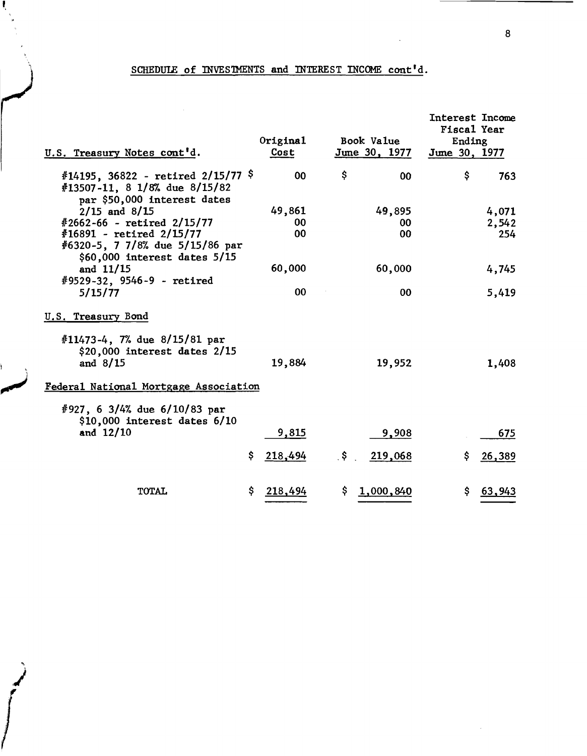SCHEDULE of INVESTMENTS and INTEREST INCOME cont'd.

| U.S. Treasury Notes cont'd. | Original Cost | Book Value June 30, 1977 | Interest Income Fiscal Year Ending June 30, 1977 |
|---|---|---|---|
| #14195, 36822 - retired 2/15/77 | $ 00 | $ 00 | $ 763 |
| #13507-11, 8 1/8% due 8/15/82 par $50,000 interest dates 2/15 and 8/15 | 49,861 | 49,895 | 4,071 |
| #2662-66 - retired 2/15/77 | 00 | 00 | 2,542 |
| #16891 - retired 2/15/77 | 00 | 00 | 254 |
| #6320-5, 7 7/8% due 5/15/86 par $60,000 interest dates 5/15 and 11/15 | 60,000 | 60,000 | 4,745 |
| #9529-32, 9546-9 - retired 5/15/77 | 00 | 00 | 5,419 |
| **U.S. Treasury Bond** | | | |
| #11473-4, 7% due 8/15/81 par $20,000 interest dates 2/15 and 8/15 | 19,884 | 19,952 | 1,408 |
| **Federal National Mortgage Association** | | | |
| #927, 6 3/4% due 6/10/83 par $10,000 interest dates 6/10 and 12/10 | 9,815 | 9,908 | 675 |
| | $ 218,494 | $ 219,068 | $ 26,389 |
| TOTAL | $ 218,494 | $ 1,000,840 | $ 63,943 |